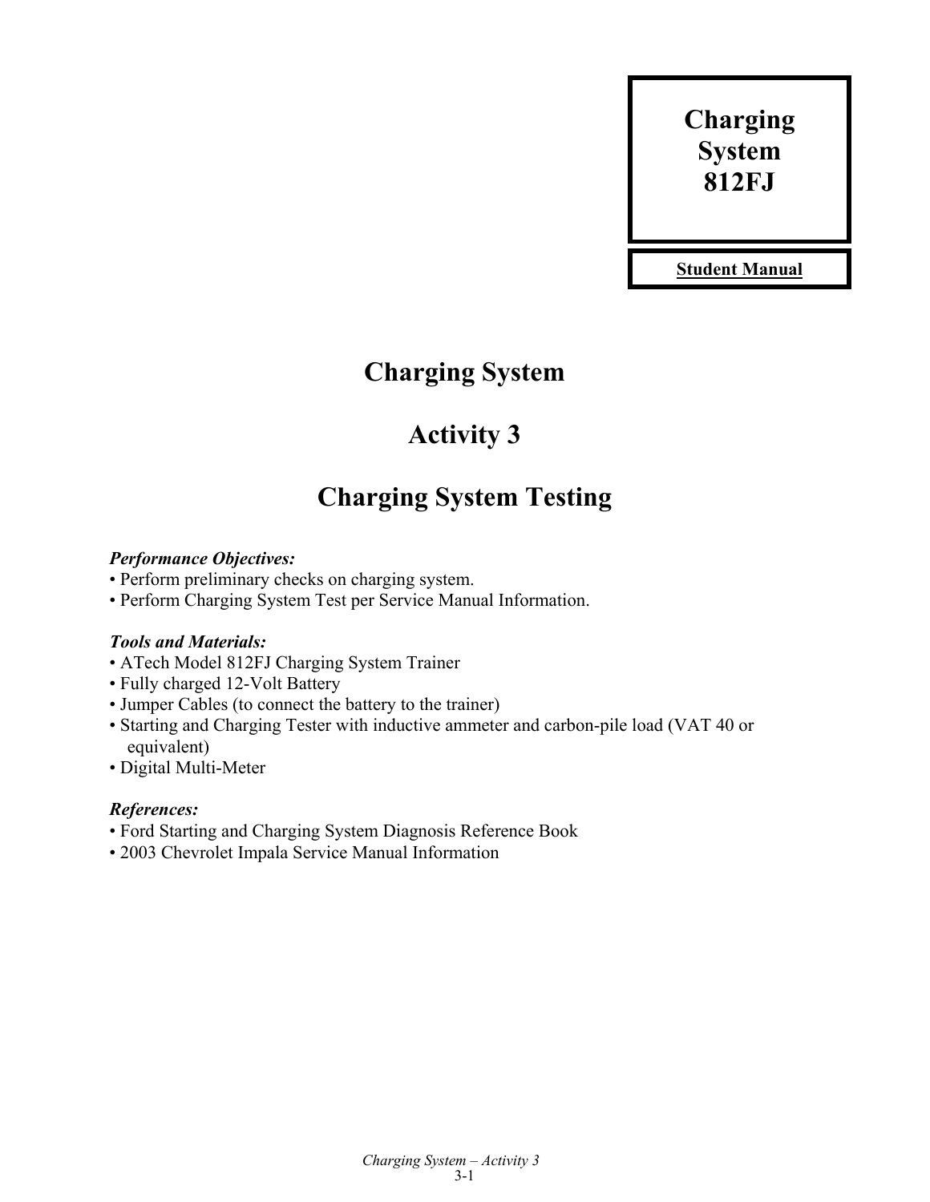**Charging System 812FJ**

**Student Manual**

# Charging System

# Activity 3

# Charging System Testing

***Performance Objectives:***

- Perform preliminary checks on charging system.
- Perform Charging System Test per Service Manual Information.

***Tools and Materials:***

- ATech Model 812FJ Charging System Trainer
- Fully charged 12-Volt Battery
- Jumper Cables (to connect the battery to the trainer)
- Starting and Charging Tester with inductive ammeter and carbon-pile load (VAT 40 or equivalent)
- Digital Multi-Meter

***References:***

- Ford Starting and Charging System Diagnosis Reference Book
- 2003 Chevrolet Impala Service Manual Information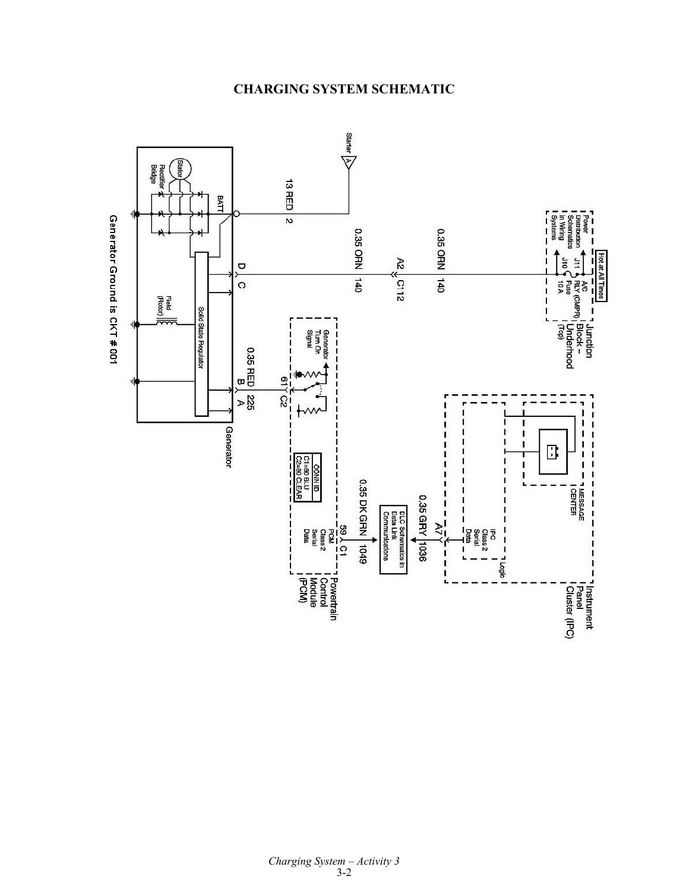# CHARGING SYSTEM SCHEMATIC

Starter

A

13 RED 2

BATT

Stator

Rectifier Bridge

Solid State Regulator

Field (Rotor)

Generator

Generator Ground is CKT # 001

D C

0.35 ORN 140

A2 C12

0.35 ORN 140

Power Distribution Schematics in Wiring Systems

Hot at All Times

J11 J10

A/C RLY (CMPR) Fuse 10 A

Junction Block – Underhood (Top)

0.35 RED 225

B A

61 C2

Generator Turn On Signal

CONN ID
C1=80 BLU
C2=80 CLEAR

0.35 DK GRN 1049

59 C1

PCM Class 2 Serial Data

Powertrain Control Module (PCM)

DLC Schematics in Data Link Communications

0.35 GRY 1036

A7

IPC Class 2 Serial Data

Logic

MESSAGE CENTER

Instrument Panel Cluster (IPC)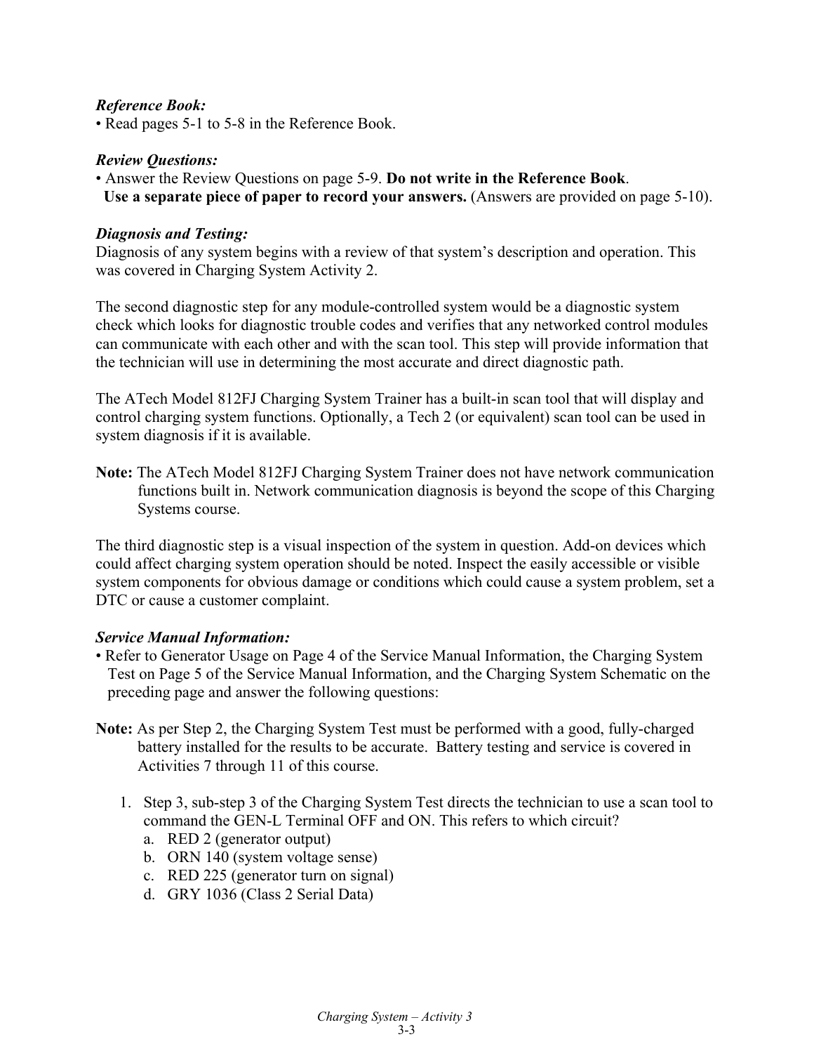***Reference Book:***

• Read pages 5-1 to 5-8 in the Reference Book.

***Review Questions:***

• Answer the Review Questions on page 5-9. **Do not write in the Reference Book**. **Use a separate piece of paper to record your answers.** (Answers are provided on page 5-10).

***Diagnosis and Testing:***

Diagnosis of any system begins with a review of that system's description and operation. This was covered in Charging System Activity 2.

The second diagnostic step for any module-controlled system would be a diagnostic system check which looks for diagnostic trouble codes and verifies that any networked control modules can communicate with each other and with the scan tool. This step will provide information that the technician will use in determining the most accurate and direct diagnostic path.

The ATech Model 812FJ Charging System Trainer has a built-in scan tool that will display and control charging system functions. Optionally, a Tech 2 (or equivalent) scan tool can be used in system diagnosis if it is available.

**Note:** The ATech Model 812FJ Charging System Trainer does not have network communication functions built in. Network communication diagnosis is beyond the scope of this Charging Systems course.

The third diagnostic step is a visual inspection of the system in question. Add-on devices which could affect charging system operation should be noted. Inspect the easily accessible or visible system components for obvious damage or conditions which could cause a system problem, set a DTC or cause a customer complaint.

***Service Manual Information:***

• Refer to Generator Usage on Page 4 of the Service Manual Information, the Charging System Test on Page 5 of the Service Manual Information, and the Charging System Schematic on the preceding page and answer the following questions:

**Note:** As per Step 2, the Charging System Test must be performed with a good, fully-charged battery installed for the results to be accurate. Battery testing and service is covered in Activities 7 through 11 of this course.

1. Step 3, sub-step 3 of the Charging System Test directs the technician to use a scan tool to command the GEN-L Terminal OFF and ON. This refers to which circuit?
   a. RED 2 (generator output)
   b. ORN 140 (system voltage sense)
   c. RED 225 (generator turn on signal)
   d. GRY 1036 (Class 2 Serial Data)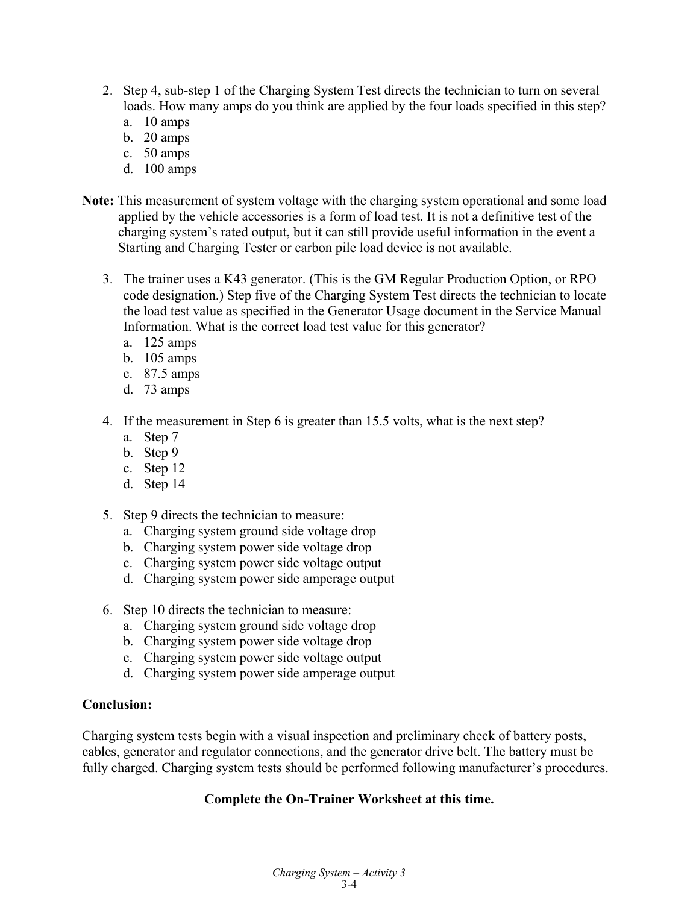2. Step 4, sub-step 1 of the Charging System Test directs the technician to turn on several loads. How many amps do you think are applied by the four loads specified in this step?
   a. 10 amps
   b. 20 amps
   c. 50 amps
   d. 100 amps

**Note:** This measurement of system voltage with the charging system operational and some load applied by the vehicle accessories is a form of load test. It is not a definitive test of the charging system's rated output, but it can still provide useful information in the event a Starting and Charging Tester or carbon pile load device is not available.

3. The trainer uses a K43 generator. (This is the GM Regular Production Option, or RPO code designation.) Step five of the Charging System Test directs the technician to locate the load test value as specified in the Generator Usage document in the Service Manual Information. What is the correct load test value for this generator?
   a. 125 amps
   b. 105 amps
   c. 87.5 amps
   d. 73 amps

4. If the measurement in Step 6 is greater than 15.5 volts, what is the next step?
   a. Step 7
   b. Step 9
   c. Step 12
   d. Step 14

5. Step 9 directs the technician to measure:
   a. Charging system ground side voltage drop
   b. Charging system power side voltage drop
   c. Charging system power side voltage output
   d. Charging system power side amperage output

6. Step 10 directs the technician to measure:
   a. Charging system ground side voltage drop
   b. Charging system power side voltage drop
   c. Charging system power side voltage output
   d. Charging system power side amperage output

**Conclusion:**

Charging system tests begin with a visual inspection and preliminary check of battery posts, cables, generator and regulator connections, and the generator drive belt. The battery must be fully charged. Charging system tests should be performed following manufacturer's procedures.

**Complete the On-Trainer Worksheet at this time.**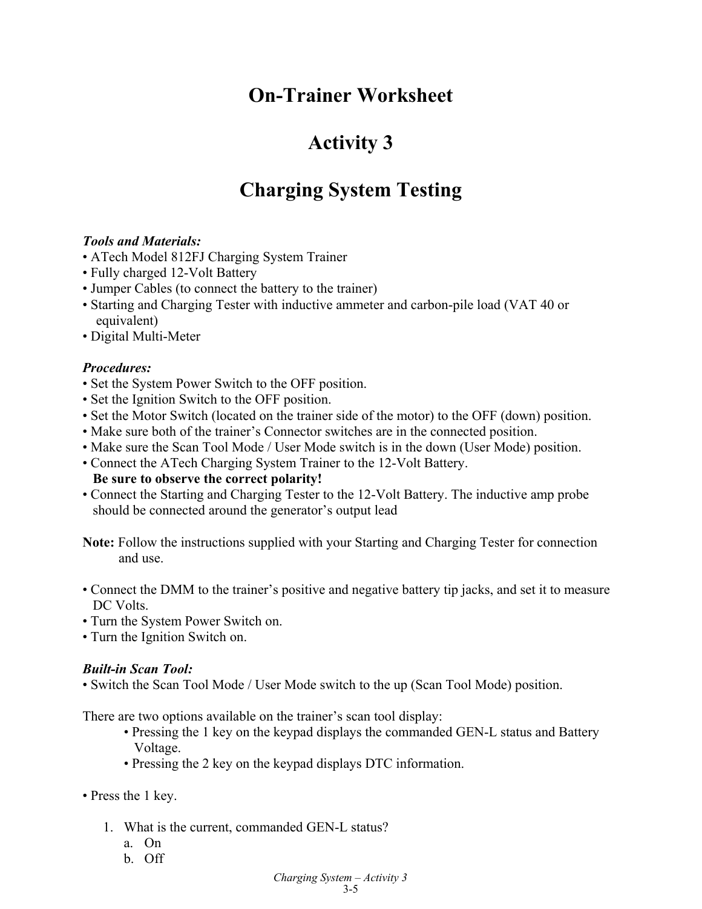# On-Trainer Worksheet

# Activity 3

# Charging System Testing

***Tools and Materials:***

- ATech Model 812FJ Charging System Trainer
- Fully charged 12-Volt Battery
- Jumper Cables (to connect the battery to the trainer)
- Starting and Charging Tester with inductive ammeter and carbon-pile load (VAT 40 or equivalent)
- Digital Multi-Meter

***Procedures:***

- Set the System Power Switch to the OFF position.
- Set the Ignition Switch to the OFF position.
- Set the Motor Switch (located on the trainer side of the motor) to the OFF (down) position.
- Make sure both of the trainer's Connector switches are in the connected position.
- Make sure the Scan Tool Mode / User Mode switch is in the down (User Mode) position.
- Connect the ATech Charging System Trainer to the 12-Volt Battery.
  **Be sure to observe the correct polarity!**
- Connect the Starting and Charging Tester to the 12-Volt Battery. The inductive amp probe should be connected around the generator's output lead

**Note:** Follow the instructions supplied with your Starting and Charging Tester for connection and use.

- Connect the DMM to the trainer's positive and negative battery tip jacks, and set it to measure DC Volts.
- Turn the System Power Switch on.
- Turn the Ignition Switch on.

***Built-in Scan Tool:***

- Switch the Scan Tool Mode / User Mode switch to the up (Scan Tool Mode) position.

There are two options available on the trainer's scan tool display:

- Pressing the 1 key on the keypad displays the commanded GEN-L status and Battery Voltage.
- Pressing the 2 key on the keypad displays DTC information.

- Press the 1 key.

1. What is the current, commanded GEN-L status?
   a. On
   b. Off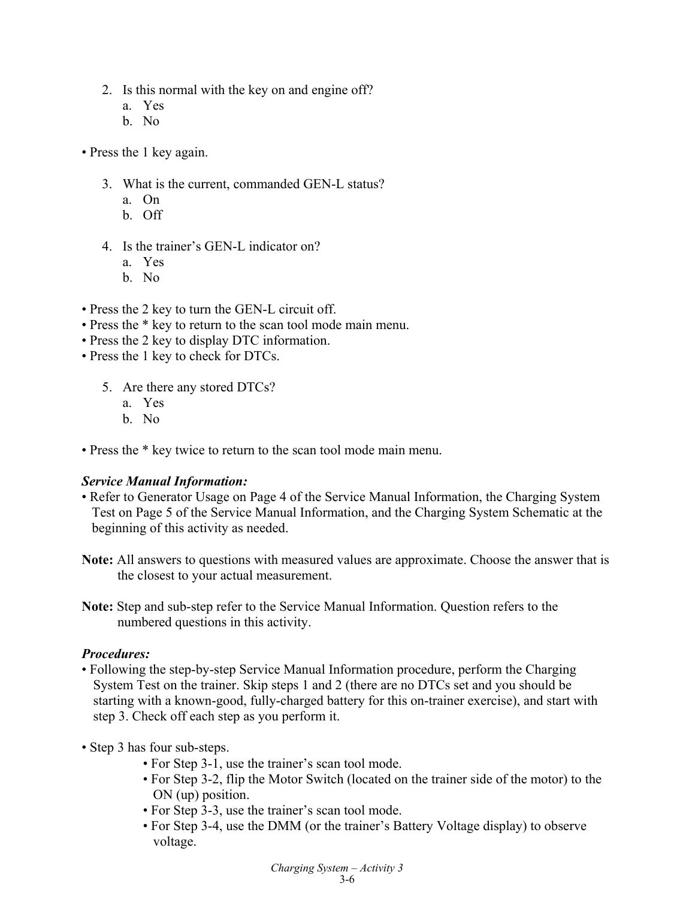2. Is this normal with the key on and engine off?
   a. Yes
   b. No

• Press the 1 key again.

3. What is the current, commanded GEN-L status?
   a. On
   b. Off

4. Is the trainer's GEN-L indicator on?
   a. Yes
   b. No

• Press the 2 key to turn the GEN-L circuit off.
• Press the * key to return to the scan tool mode main menu.
• Press the 2 key to display DTC information.
• Press the 1 key to check for DTCs.

5. Are there any stored DTCs?
   a. Yes
   b. No

• Press the * key twice to return to the scan tool mode main menu.

***Service Manual Information:***

• Refer to Generator Usage on Page 4 of the Service Manual Information, the Charging System Test on Page 5 of the Service Manual Information, and the Charging System Schematic at the beginning of this activity as needed.

**Note:** All answers to questions with measured values are approximate. Choose the answer that is the closest to your actual measurement.

**Note:** Step and sub-step refer to the Service Manual Information. Question refers to the numbered questions in this activity.

***Procedures:***

• Following the step-by-step Service Manual Information procedure, perform the Charging System Test on the trainer. Skip steps 1 and 2 (there are no DTCs set and you should be starting with a known-good, fully-charged battery for this on-trainer exercise), and start with step 3. Check off each step as you perform it.

• Step 3 has four sub-steps.
  • For Step 3-1, use the trainer's scan tool mode.
  • For Step 3-2, flip the Motor Switch (located on the trainer side of the motor) to the ON (up) position.
  • For Step 3-3, use the trainer's scan tool mode.
  • For Step 3-4, use the DMM (or the trainer's Battery Voltage display) to observe voltage.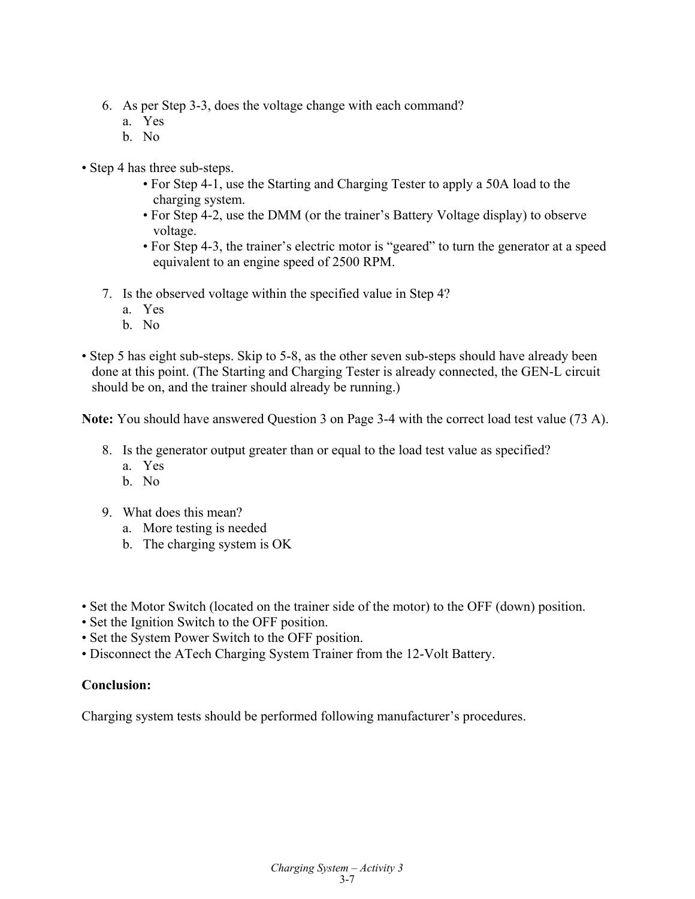6. As per Step 3-3, does the voltage change with each command?
   a. Yes
   b. No

- Step 4 has three sub-steps.
  - For Step 4-1, use the Starting and Charging Tester to apply a 50A load to the charging system.
  - For Step 4-2, use the DMM (or the trainer's Battery Voltage display) to observe voltage.
  - For Step 4-3, the trainer's electric motor is "geared" to turn the generator at a speed equivalent to an engine speed of 2500 RPM.

7. Is the observed voltage within the specified value in Step 4?
   a. Yes
   b. No

- Step 5 has eight sub-steps. Skip to 5-8, as the other seven sub-steps should have already been done at this point. (The Starting and Charging Tester is already connected, the GEN-L circuit should be on, and the trainer should already be running.)

**Note:** You should have answered Question 3 on Page 3-4 with the correct load test value (73 A).

8. Is the generator output greater than or equal to the load test value as specified?
   a. Yes
   b. No

9. What does this mean?
   a. More testing is needed
   b. The charging system is OK

- Set the Motor Switch (located on the trainer side of the motor) to the OFF (down) position.
- Set the Ignition Switch to the OFF position.
- Set the System Power Switch to the OFF position.
- Disconnect the ATech Charging System Trainer from the 12-Volt Battery.

**Conclusion:**

Charging system tests should be performed following manufacturer's procedures.